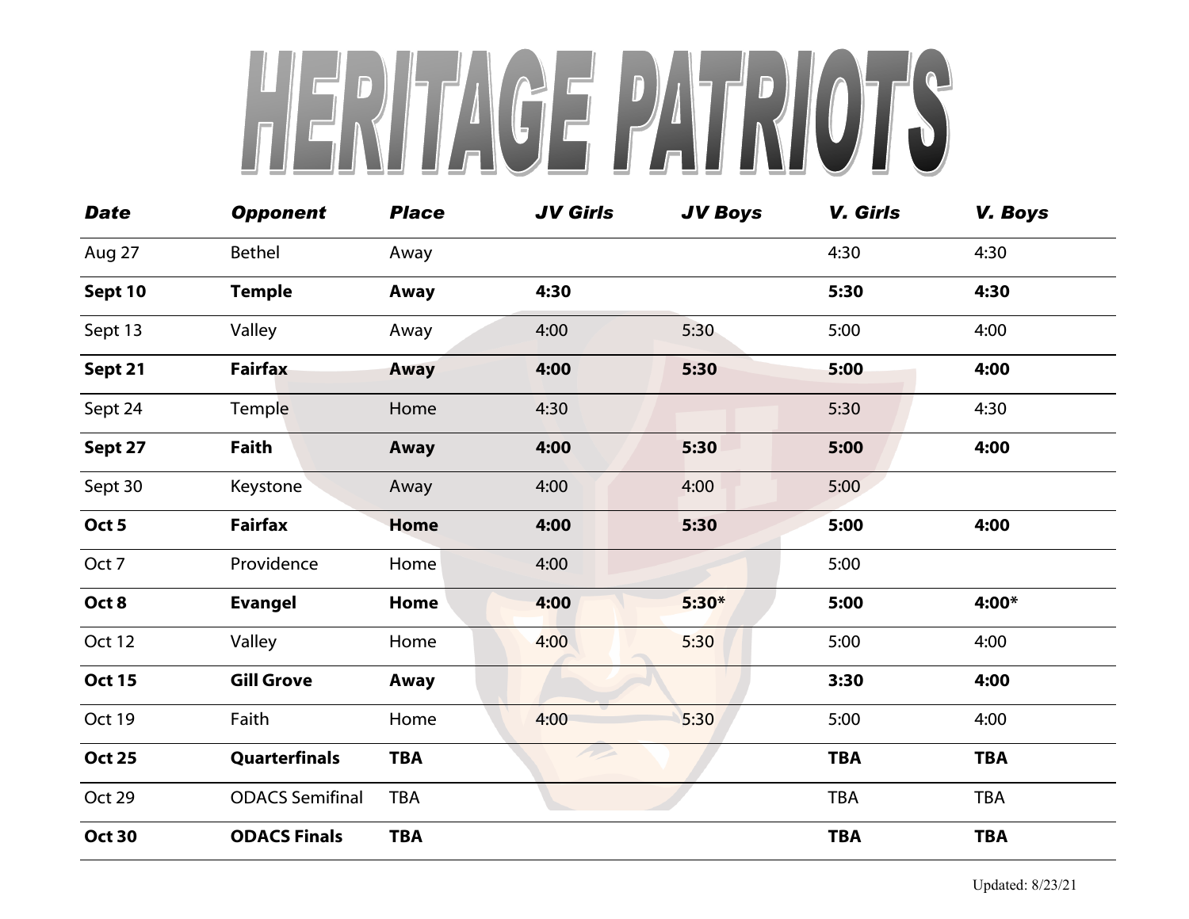# HERITAGE PATRIOTS

| *Date* | *Opponent* | *Place* | *JV Girls* | *JV Boys* | *V. Girls* | *V. Boys* |
|---|---|---|---|---|---|---|
| Aug 27 | Bethel | Away | | | 4:30 | 4:30 |
| **Sept 10** | **Temple** | **Away** | **4:30** | | **5:30** | **4:30** |
| Sept 13 | Valley | Away | 4:00 | 5:30 | 5:00 | 4:00 |
| **Sept 21** | **Fairfax** | **Away** | **4:00** | **5:30** | **5:00** | **4:00** |
| Sept 24 | Temple | Home | 4:30 | | 5:30 | 4:30 |
| **Sept 27** | **Faith** | **Away** | **4:00** | **5:30** | **5:00** | **4:00** |
| Sept 30 | Keystone | Away | 4:00 | 4:00 | 5:00 | |
| **Oct 5** | **Fairfax** | **Home** | **4:00** | **5:30** | **5:00** | **4:00** |
| Oct 7 | Providence | Home | 4:00 | | 5:00 | |
| **Oct 8** | **Evangel** | **Home** | **4:00** | **5:30*** | **5:00** | **4:00*** |
| Oct 12 | Valley | Home | 4:00 | 5:30 | 5:00 | 4:00 |
| **Oct 15** | **Gill Grove** | **Away** | | | **3:30** | **4:00** |
| Oct 19 | Faith | Home | 4:00 | 5:30 | 5:00 | 4:00 |
| **Oct 25** | **Quarterfinals** | **TBA** | | | **TBA** | **TBA** |
| Oct 29 | ODACS Semifinal | TBA | | | TBA | TBA |
| **Oct 30** | **ODACS Finals** | **TBA** | | | **TBA** | **TBA** |

Updated: 8/23/21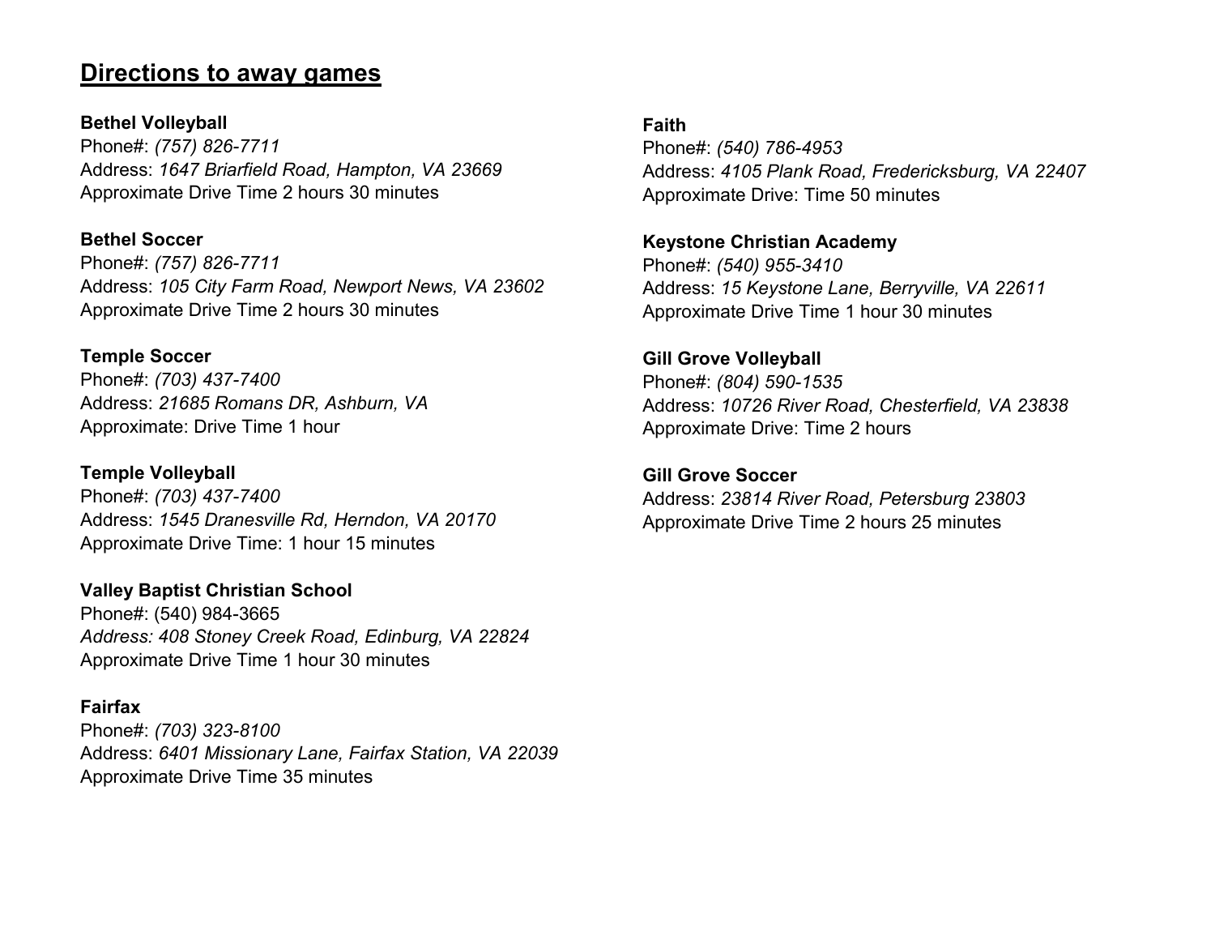## Directions to away games

**Bethel Volleyball**
Phone#: *(757) 826-7711*
Address: *1647 Briarfield Road, Hampton, VA 23669*
Approximate Drive Time 2 hours 30 minutes

**Bethel Soccer**
Phone#: *(757) 826-7711*
Address: *105 City Farm Road, Newport News, VA 23602*
Approximate Drive Time 2 hours 30 minutes

**Temple Soccer**
Phone#: *(703) 437-7400*
Address: *21685 Romans DR, Ashburn, VA*
Approximate: Drive Time 1 hour

**Temple Volleyball**
Phone#: *(703) 437-7400*
Address: *1545 Dranesville Rd, Herndon, VA 20170*
Approximate Drive Time: 1 hour 15 minutes

**Valley Baptist Christian School**
Phone#: (540) 984-3665
*Address: 408 Stoney Creek Road, Edinburg, VA 22824*
Approximate Drive Time 1 hour 30 minutes

**Fairfax**
Phone#: *(703) 323-8100*
Address: *6401 Missionary Lane, Fairfax Station, VA 22039*
Approximate Drive Time 35 minutes

**Faith**
Phone#: *(540) 786-4953*
Address: *4105 Plank Road, Fredericksburg, VA 22407*
Approximate Drive: Time 50 minutes

**Keystone Christian Academy**
Phone#: *(540) 955-3410*
Address: *15 Keystone Lane, Berryville, VA 22611*
Approximate Drive Time 1 hour 30 minutes

**Gill Grove Volleyball**
Phone#: *(804) 590-1535*
Address: *10726 River Road, Chesterfield, VA 23838*
Approximate Drive: Time 2 hours

**Gill Grove Soccer**
Address: *23814 River Road, Petersburg 23803*
Approximate Drive Time 2 hours 25 minutes